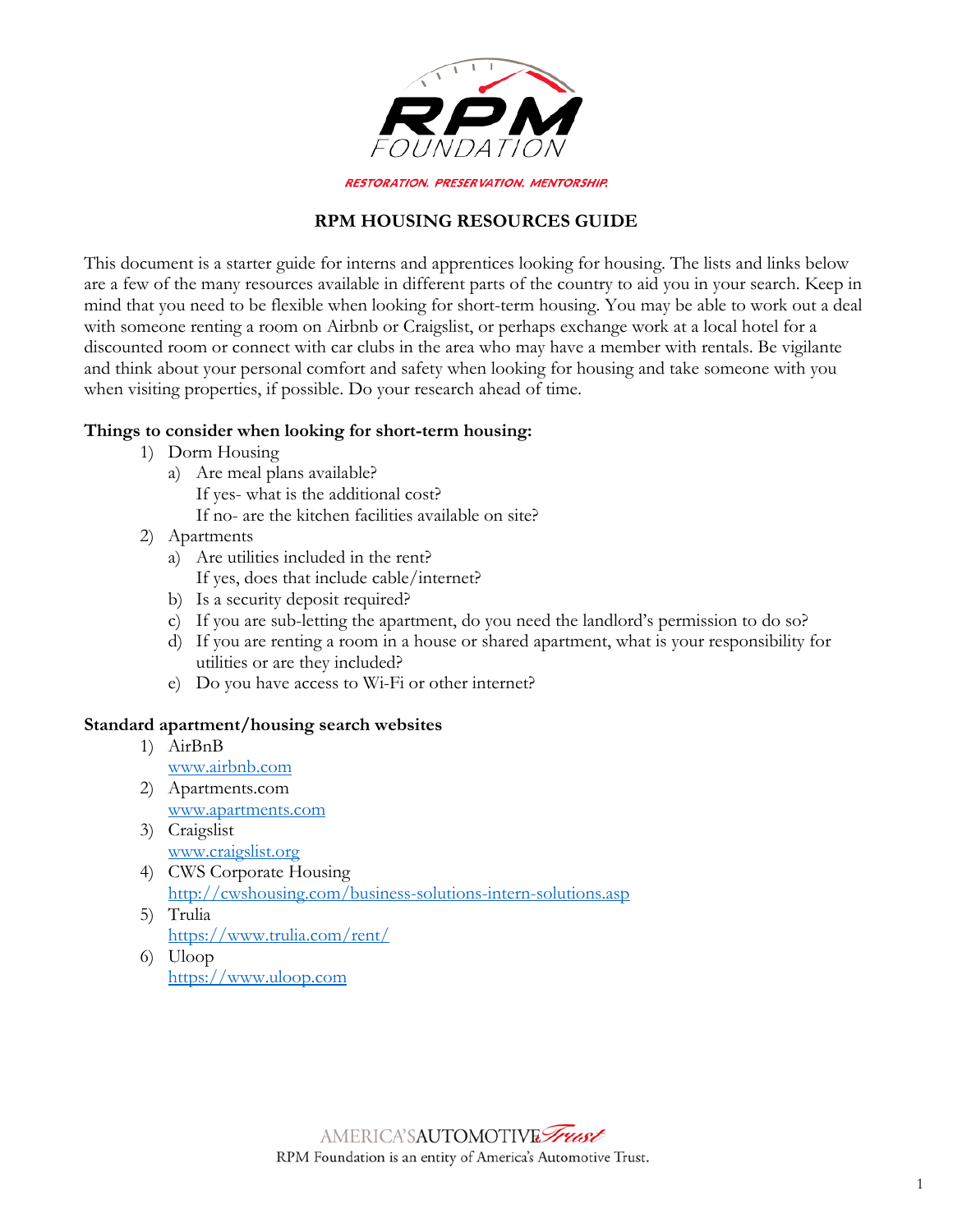RPM FOUNDATION

RESTORATION. PRESERVATION. MENTORSHIP.

# RPM HOUSING RESOURCES GUIDE

This document is a starter guide for interns and apprentices looking for housing. The lists and links below are a few of the many resources available in different parts of the country to aid you in your search. Keep in mind that you need to be flexible when looking for short-term housing. You may be able to work out a deal with someone renting a room on Airbnb or Craigslist, or perhaps exchange work at a local hotel for a discounted room or connect with car clubs in the area who may have a member with rentals. Be vigilante and think about your personal comfort and safety when looking for housing and take someone with you when visiting properties, if possible. Do your research ahead of time.

**Things to consider when looking for short-term housing:**

1) Dorm Housing
    a) Are meal plans available?
       If yes- what is the additional cost?
       If no- are the kitchen facilities available on site?
2) Apartments
    a) Are utilities included in the rent?
       If yes, does that include cable/internet?
    b) Is a security deposit required?
    c) If you are sub-letting the apartment, do you need the landlord's permission to do so?
    d) If you are renting a room in a house or shared apartment, what is your responsibility for utilities or are they included?
    e) Do you have access to Wi-Fi or other internet?

**Standard apartment/housing search websites**

1) AirBnB
   [www.airbnb.com](http://www.airbnb.com)
2) Apartments.com
   [www.apartments.com](http://www.apartments.com)
3) Craigslist
   [www.craigslist.org](http://www.craigslist.org)
4) CWS Corporate Housing
   [http://cwshousing.com/business-solutions-intern-solutions.asp](http://cwshousing.com/business-solutions-intern-solutions.asp)
5) Trulia
   [https://www.trulia.com/rent/](https://www.trulia.com/rent/)
6) Uloop
   [https://www.uloop.com](https://www.uloop.com)

AMERICA'S AUTOMOTIVE Trust
RPM Foundation is an entity of America's Automotive Trust.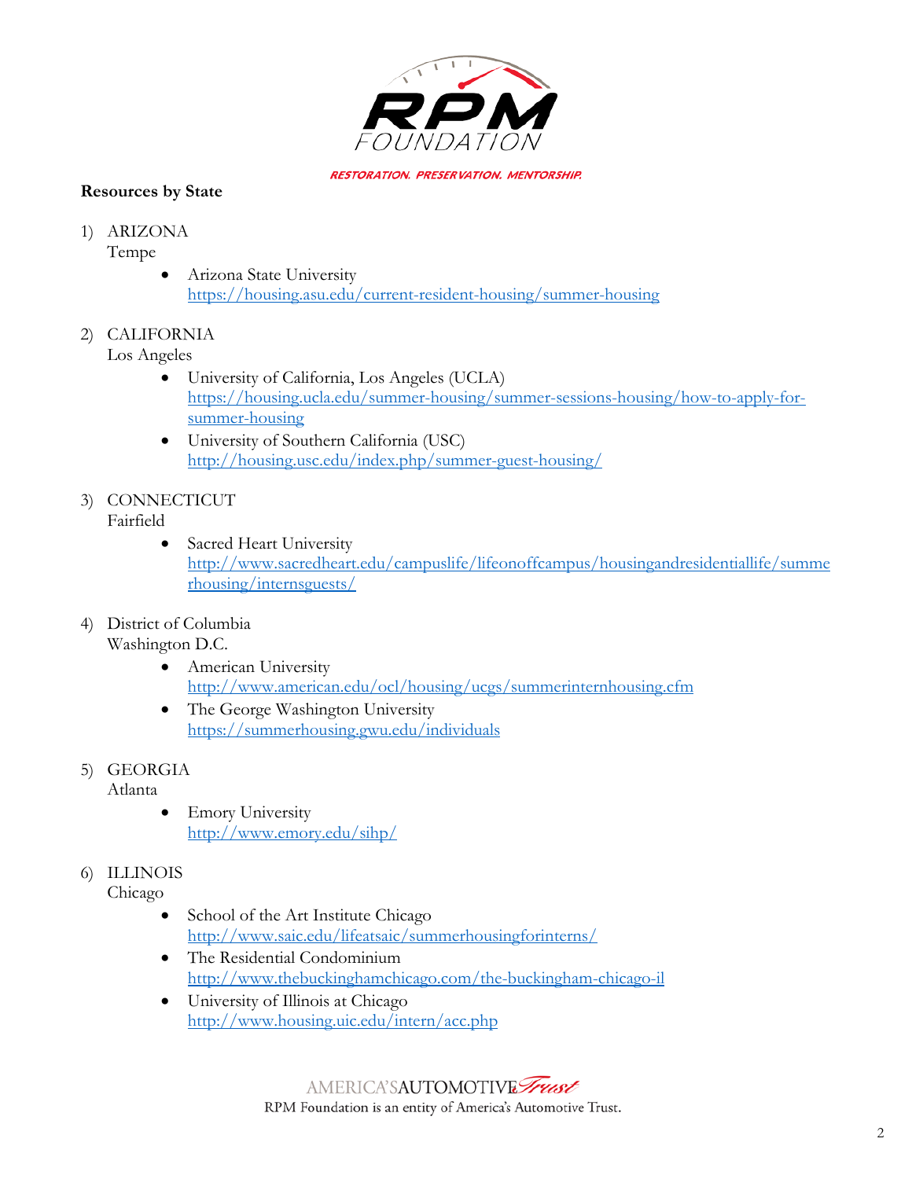RESTORATION. PRESERVATION. MENTORSHIP.

**Resources by State**

1) ARIZONA
   Tempe
   - Arizona State University
     https://housing.asu.edu/current-resident-housing/summer-housing

2) CALIFORNIA
   Los Angeles
   - University of California, Los Angeles (UCLA)
     https://housing.ucla.edu/summer-housing/summer-sessions-housing/how-to-apply-for-summer-housing
   - University of Southern California (USC)
     http://housing.usc.edu/index.php/summer-guest-housing/

3) CONNECTICUT
   Fairfield
   - Sacred Heart University
     http://www.sacredheart.edu/campuslife/lifeonoffcampus/housingandresidentiallife/summerhousing/internsguests/

4) District of Columbia
   Washington D.C.
   - American University
     http://www.american.edu/ocl/housing/ucgs/summerinternhousing.cfm
   - The George Washington University
     https://summerhousing.gwu.edu/individuals

5) GEORGIA
   Atlanta
   - Emory University
     http://www.emory.edu/sihp/

6) ILLINOIS
   Chicago
   - School of the Art Institute Chicago
     http://www.saic.edu/lifeatsaic/summerhousingforinterns/
   - The Residential Condominium
     http://www.thebuckinghamchicago.com/the-buckingham-chicago-il
   - University of Illinois at Chicago
     http://www.housing.uic.edu/intern/acc.php

RPM Foundation is an entity of America's Automotive Trust.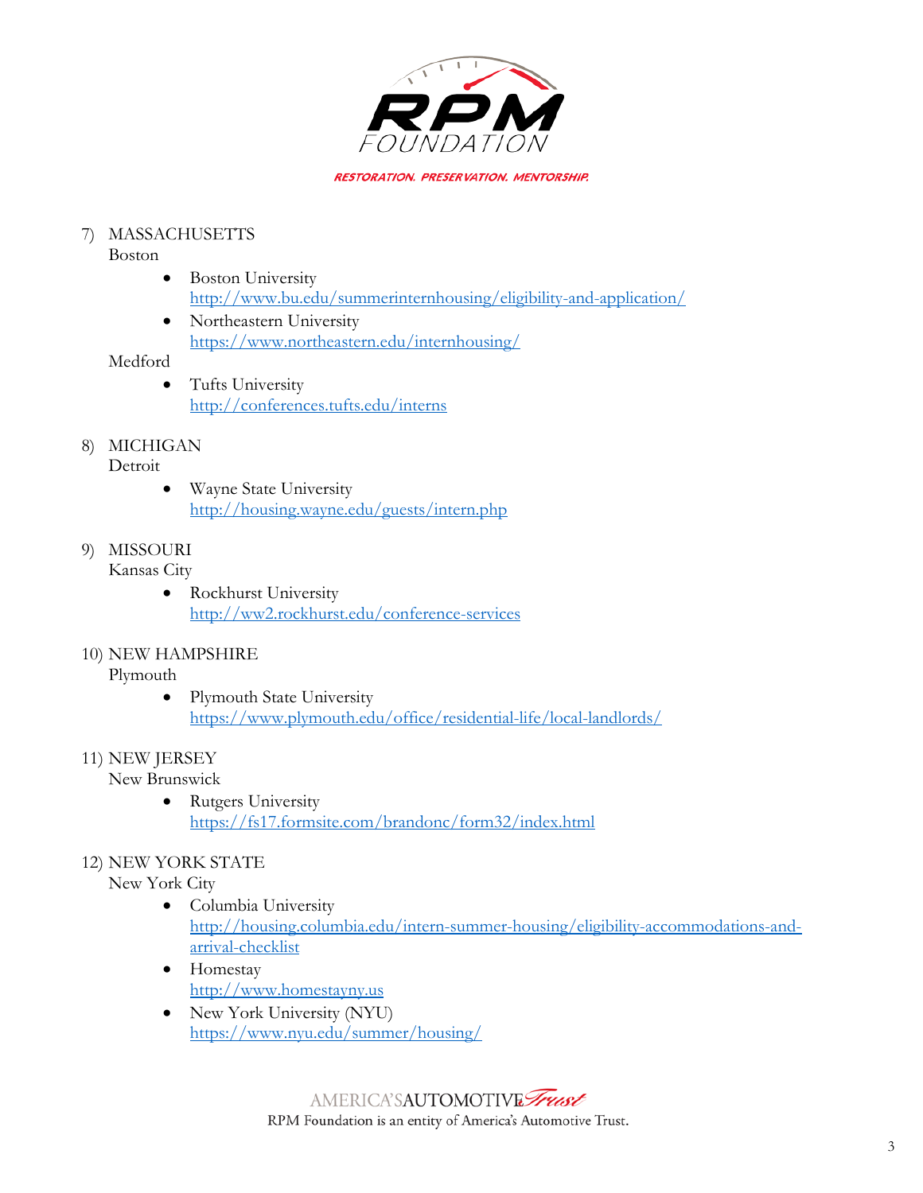7) MASSACHUSETTS

Boston

- Boston University
  http://www.bu.edu/summerinternhousing/eligibility-and-application/
- Northeastern University
  https://www.northeastern.edu/internhousing/

Medford

- Tufts University
  http://conferences.tufts.edu/interns

8) MICHIGAN

Detroit

- Wayne State University
  http://housing.wayne.edu/guests/intern.php

9) MISSOURI

Kansas City

- Rockhurst University
  http://ww2.rockhurst.edu/conference-services

10) NEW HAMPSHIRE

Plymouth

- Plymouth State University
  https://www.plymouth.edu/office/residential-life/local-landlords/

11) NEW JERSEY

New Brunswick

- Rutgers University
  https://fs17.formsite.com/brandonc/form32/index.html

12) NEW YORK STATE

New York City

- Columbia University
  http://housing.columbia.edu/intern-summer-housing/eligibility-accommodations-and-arrival-checklist
- Homestay
  http://www.homestayny.us
- New York University (NYU)
  https://www.nyu.edu/summer/housing/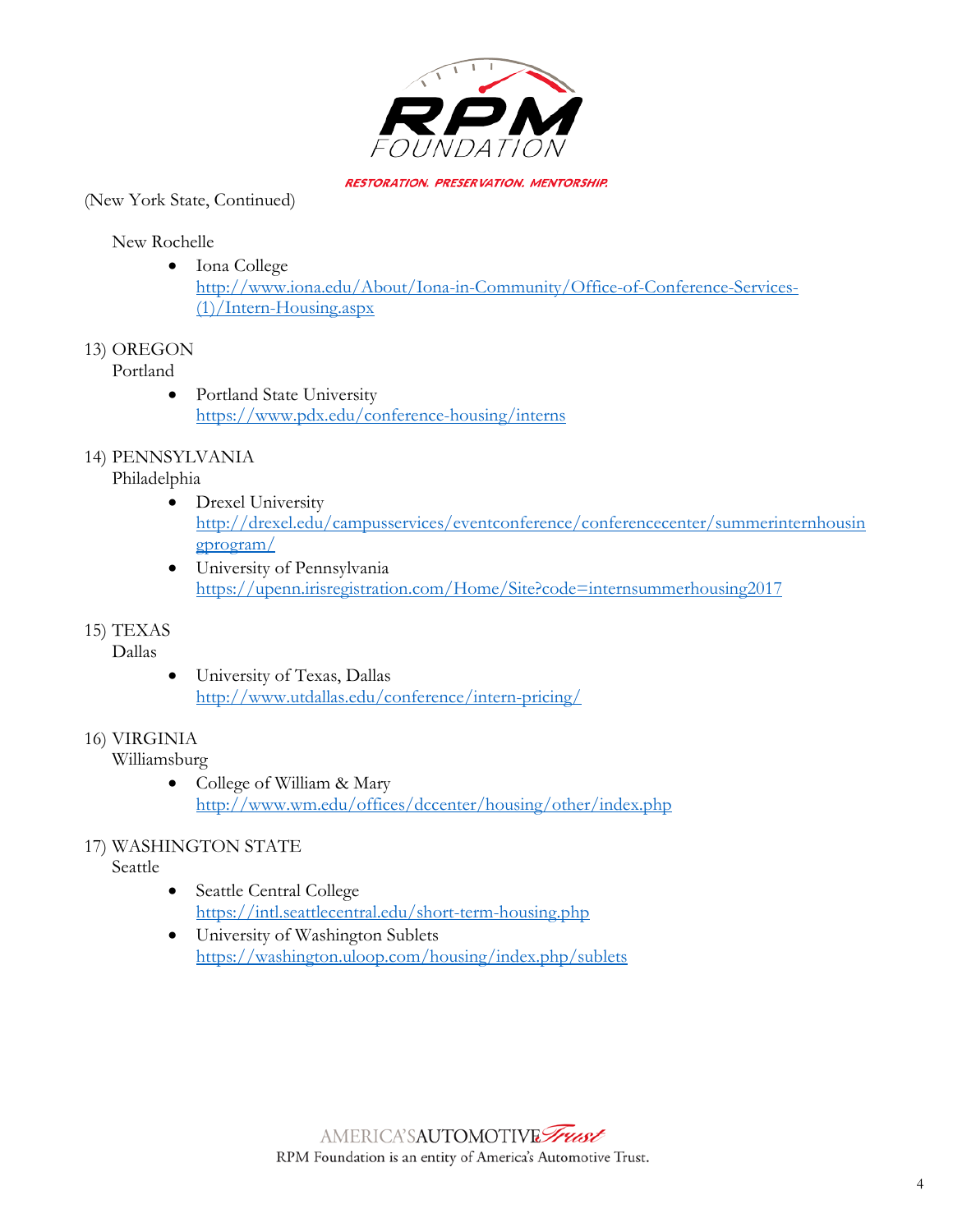RESTORATION. PRESERVATION. MENTORSHIP.

(New York State, Continued)

New Rochelle

- Iona College
  http://www.iona.edu/About/Iona-in-Community/Office-of-Conference-Services-(1)/Intern-Housing.aspx

13) OREGON

Portland

- Portland State University
  https://www.pdx.edu/conference-housing/interns

14) PENNSYLVANIA

Philadelphia

- Drexel University
  http://drexel.edu/campusservices/eventconference/conferencecenter/summerinternhousingprogram/
- University of Pennsylvania
  https://upenn.irisregistration.com/Home/Site?code=internsummerhousing2017

15) TEXAS

Dallas

- University of Texas, Dallas
  http://www.utdallas.edu/conference/intern-pricing/

16) VIRGINIA

Williamsburg

- College of William & Mary
  http://www.wm.edu/offices/dccenter/housing/other/index.php

17) WASHINGTON STATE

Seattle

- Seattle Central College
  https://intl.seattlecentral.edu/short-term-housing.php
- University of Washington Sublets
  https://washington.uloop.com/housing/index.php/sublets

AMERICA'S AUTOMOTIVE Trust

RPM Foundation is an entity of America's Automotive Trust.